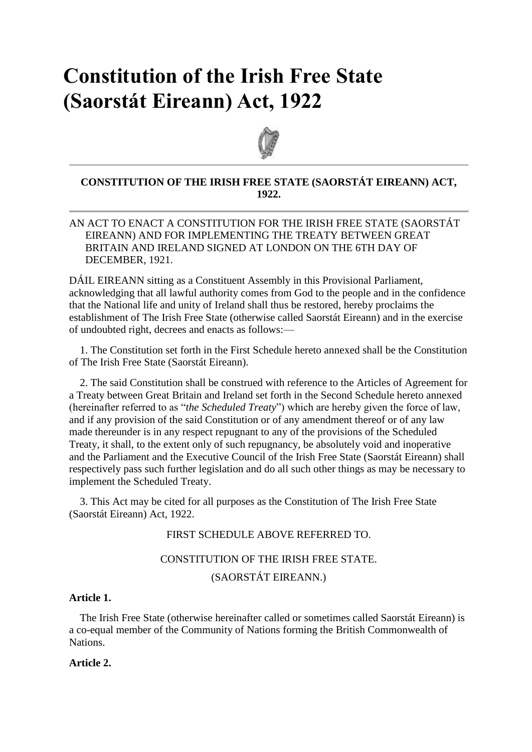# Constitution of the Irish Free State (Saorstát Eireann) Act, 1922

**CONSTITUTION OF THE IRISH FREE STATE (SAORSTÁT EIREANN) ACT, 1922.**

AN ACT TO ENACT A CONSTITUTION FOR THE IRISH FREE STATE (SAORSTÁT EIREANN) AND FOR IMPLEMENTING THE TREATY BETWEEN GREAT BRITAIN AND IRELAND SIGNED AT LONDON ON THE 6TH DAY OF DECEMBER, 1921.

DÁIL EIREANN sitting as a Constituent Assembly in this Provisional Parliament, acknowledging that all lawful authority comes from God to the people and in the confidence that the National life and unity of Ireland shall thus be restored, hereby proclaims the establishment of The Irish Free State (otherwise called Saorstát Eireann) and in the exercise of undoubted right, decrees and enacts as follows:—

1. The Constitution set forth in the First Schedule hereto annexed shall be the Constitution of The Irish Free State (Saorstát Eireann).

2. The said Constitution shall be construed with reference to the Articles of Agreement for a Treaty between Great Britain and Ireland set forth in the Second Schedule hereto annexed (hereinafter referred to as "*the Scheduled Treaty*") which are hereby given the force of law, and if any provision of the said Constitution or of any amendment thereof or of any law made thereunder is in any respect repugnant to any of the provisions of the Scheduled Treaty, it shall, to the extent only of such repugnancy, be absolutely void and inoperative and the Parliament and the Executive Council of the Irish Free State (Saorstát Eireann) shall respectively pass such further legislation and do all such other things as may be necessary to implement the Scheduled Treaty.

3. This Act may be cited for all purposes as the Constitution of The Irish Free State (Saorstát Eireann) Act, 1922.

FIRST SCHEDULE ABOVE REFERRED TO.

CONSTITUTION OF THE IRISH FREE STATE.

(SAORSTÁT EIREANN.)

**Article 1.**

The Irish Free State (otherwise hereinafter called or sometimes called Saorstát Eireann) is a co-equal member of the Community of Nations forming the British Commonwealth of Nations.

**Article 2.**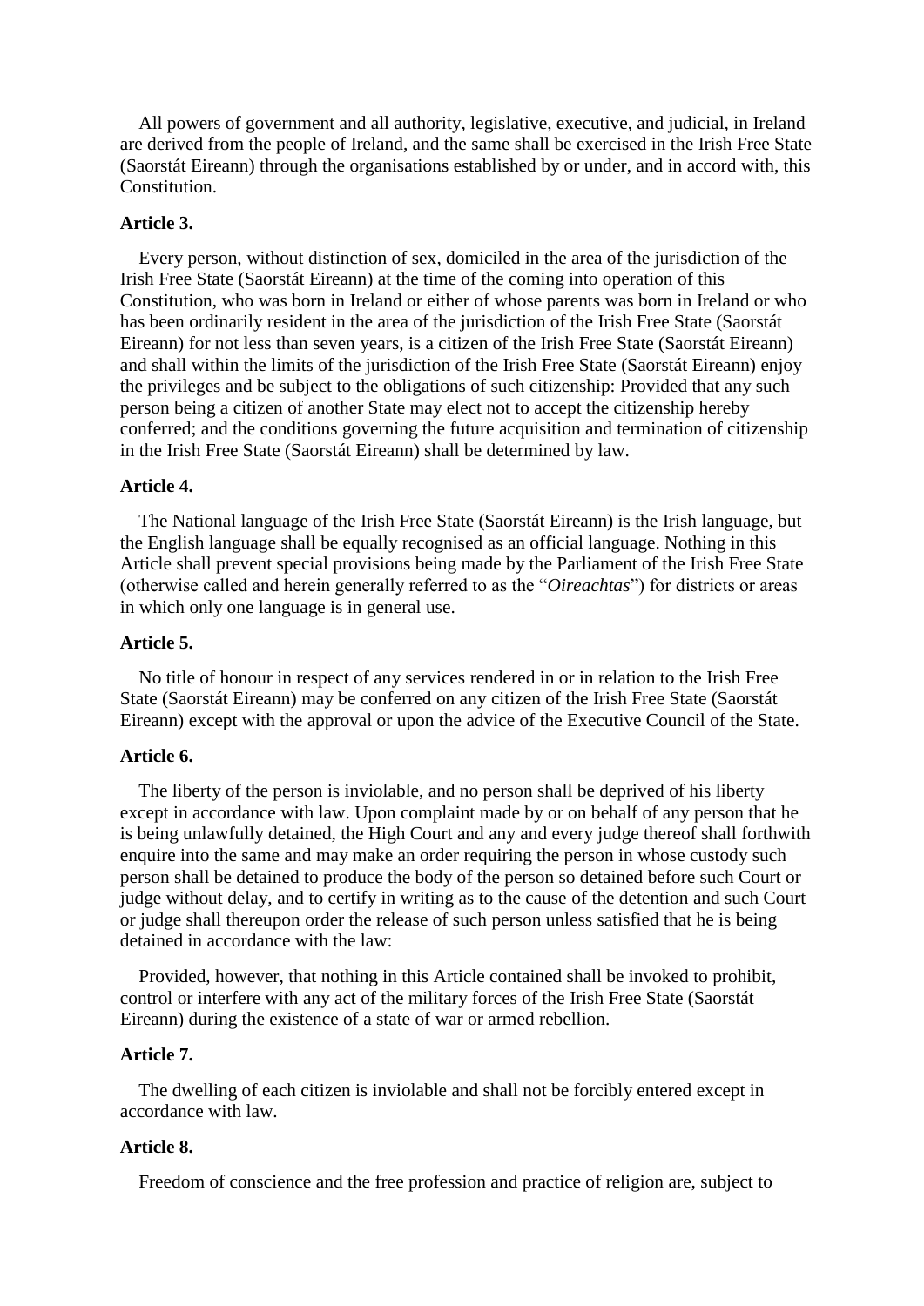All powers of government and all authority, legislative, executive, and judicial, in Ireland are derived from the people of Ireland, and the same shall be exercised in the Irish Free State (Saorstát Eireann) through the organisations established by or under, and in accord with, this Constitution.

### Article 3.

Every person, without distinction of sex, domiciled in the area of the jurisdiction of the Irish Free State (Saorstát Eireann) at the time of the coming into operation of this Constitution, who was born in Ireland or either of whose parents was born in Ireland or who has been ordinarily resident in the area of the jurisdiction of the Irish Free State (Saorstát Eireann) for not less than seven years, is a citizen of the Irish Free State (Saorstát Eireann) and shall within the limits of the jurisdiction of the Irish Free State (Saorstát Eireann) enjoy the privileges and be subject to the obligations of such citizenship: Provided that any such person being a citizen of another State may elect not to accept the citizenship hereby conferred; and the conditions governing the future acquisition and termination of citizenship in the Irish Free State (Saorstát Eireann) shall be determined by law.

### Article 4.

The National language of the Irish Free State (Saorstát Eireann) is the Irish language, but the English language shall be equally recognised as an official language. Nothing in this Article shall prevent special provisions being made by the Parliament of the Irish Free State (otherwise called and herein generally referred to as the "*Oireachtas*") for districts or areas in which only one language is in general use.

### Article 5.

No title of honour in respect of any services rendered in or in relation to the Irish Free State (Saorstát Eireann) may be conferred on any citizen of the Irish Free State (Saorstát Eireann) except with the approval or upon the advice of the Executive Council of the State.

### Article 6.

The liberty of the person is inviolable, and no person shall be deprived of his liberty except in accordance with law. Upon complaint made by or on behalf of any person that he is being unlawfully detained, the High Court and any and every judge thereof shall forthwith enquire into the same and may make an order requiring the person in whose custody such person shall be detained to produce the body of the person so detained before such Court or judge without delay, and to certify in writing as to the cause of the detention and such Court or judge shall thereupon order the release of such person unless satisfied that he is being detained in accordance with the law:

Provided, however, that nothing in this Article contained shall be invoked to prohibit, control or interfere with any act of the military forces of the Irish Free State (Saorstát Eireann) during the existence of a state of war or armed rebellion.

### Article 7.

The dwelling of each citizen is inviolable and shall not be forcibly entered except in accordance with law.

### Article 8.

Freedom of conscience and the free profession and practice of religion are, subject to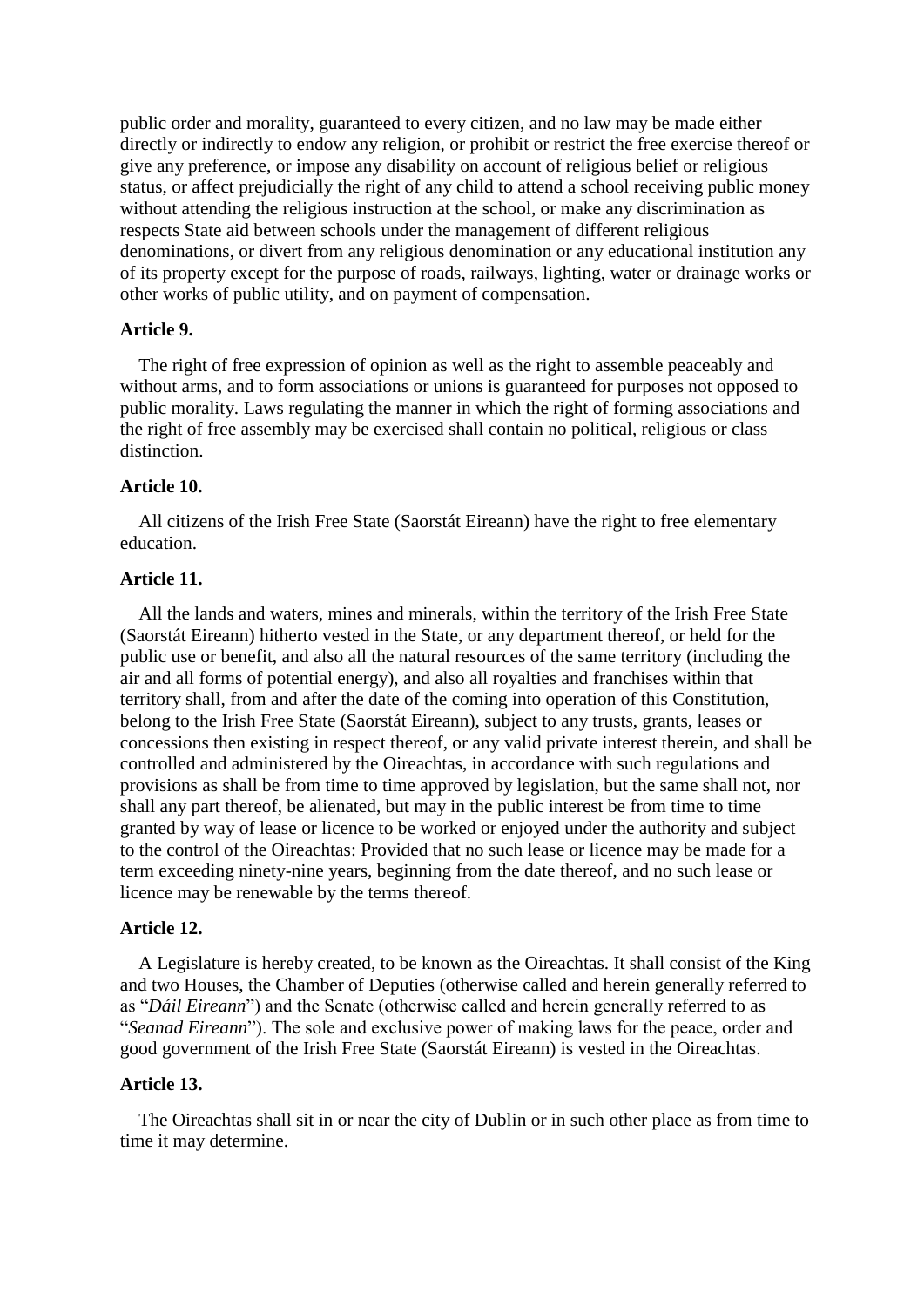public order and morality, guaranteed to every citizen, and no law may be made either directly or indirectly to endow any religion, or prohibit or restrict the free exercise thereof or give any preference, or impose any disability on account of religious belief or religious status, or affect prejudicially the right of any child to attend a school receiving public money without attending the religious instruction at the school, or make any discrimination as respects State aid between schools under the management of different religious denominations, or divert from any religious denomination or any educational institution any of its property except for the purpose of roads, railways, lighting, water or drainage works or other works of public utility, and on payment of compensation.

#### Article 9.

The right of free expression of opinion as well as the right to assemble peaceably and without arms, and to form associations or unions is guaranteed for purposes not opposed to public morality. Laws regulating the manner in which the right of forming associations and the right of free assembly may be exercised shall contain no political, religious or class distinction.

#### Article 10.

All citizens of the Irish Free State (Saorstát Eireann) have the right to free elementary education.

#### Article 11.

All the lands and waters, mines and minerals, within the territory of the Irish Free State (Saorstát Eireann) hitherto vested in the State, or any department thereof, or held for the public use or benefit, and also all the natural resources of the same territory (including the air and all forms of potential energy), and also all royalties and franchises within that territory shall, from and after the date of the coming into operation of this Constitution, belong to the Irish Free State (Saorstát Eireann), subject to any trusts, grants, leases or concessions then existing in respect thereof, or any valid private interest therein, and shall be controlled and administered by the Oireachtas, in accordance with such regulations and provisions as shall be from time to time approved by legislation, but the same shall not, nor shall any part thereof, be alienated, but may in the public interest be from time to time granted by way of lease or licence to be worked or enjoyed under the authority and subject to the control of the Oireachtas: Provided that no such lease or licence may be made for a term exceeding ninety-nine years, beginning from the date thereof, and no such lease or licence may be renewable by the terms thereof.

#### Article 12.

A Legislature is hereby created, to be known as the Oireachtas. It shall consist of the King and two Houses, the Chamber of Deputies (otherwise called and herein generally referred to as "*Dáil Eireann*") and the Senate (otherwise called and herein generally referred to as "*Seanad Eireann*"). The sole and exclusive power of making laws for the peace, order and good government of the Irish Free State (Saorstát Eireann) is vested in the Oireachtas.

#### Article 13.

The Oireachtas shall sit in or near the city of Dublin or in such other place as from time to time it may determine.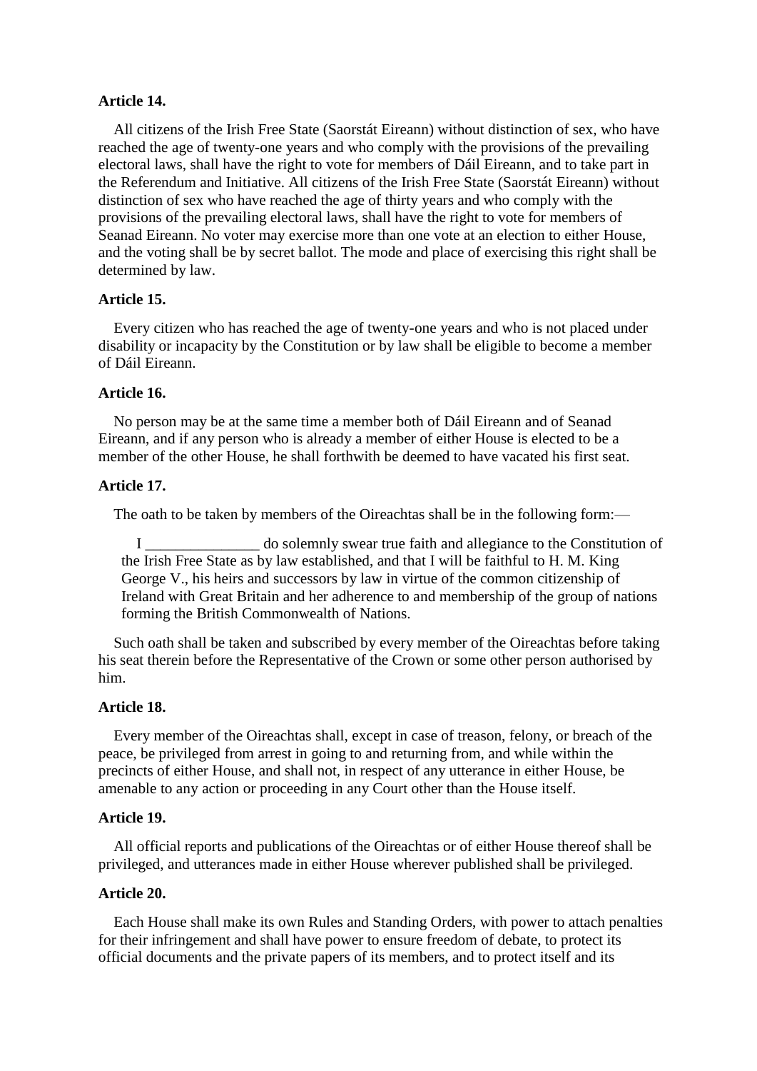**Article 14.**

All citizens of the Irish Free State (Saorstát Eireann) without distinction of sex, who have reached the age of twenty-one years and who comply with the provisions of the prevailing electoral laws, shall have the right to vote for members of Dáil Eireann, and to take part in the Referendum and Initiative. All citizens of the Irish Free State (Saorstát Eireann) without distinction of sex who have reached the age of thirty years and who comply with the provisions of the prevailing electoral laws, shall have the right to vote for members of Seanad Eireann. No voter may exercise more than one vote at an election to either House, and the voting shall be by secret ballot. The mode and place of exercising this right shall be determined by law.

**Article 15.**

Every citizen who has reached the age of twenty-one years and who is not placed under disability or incapacity by the Constitution or by law shall be eligible to become a member of Dáil Eireann.

**Article 16.**

No person may be at the same time a member both of Dáil Eireann and of Seanad Eireann, and if any person who is already a member of either House is elected to be a member of the other House, he shall forthwith be deemed to have vacated his first seat.

**Article 17.**

The oath to be taken by members of the Oireachtas shall be in the following form:—

> I _______________ do solemnly swear true faith and allegiance to the Constitution of the Irish Free State as by law established, and that I will be faithful to H. M. King George V., his heirs and successors by law in virtue of the common citizenship of Ireland with Great Britain and her adherence to and membership of the group of nations forming the British Commonwealth of Nations.

Such oath shall be taken and subscribed by every member of the Oireachtas before taking his seat therein before the Representative of the Crown or some other person authorised by him.

**Article 18.**

Every member of the Oireachtas shall, except in case of treason, felony, or breach of the peace, be privileged from arrest in going to and returning from, and while within the precincts of either House, and shall not, in respect of any utterance in either House, be amenable to any action or proceeding in any Court other than the House itself.

**Article 19.**

All official reports and publications of the Oireachtas or of either House thereof shall be privileged, and utterances made in either House wherever published shall be privileged.

**Article 20.**

Each House shall make its own Rules and Standing Orders, with power to attach penalties for their infringement and shall have power to ensure freedom of debate, to protect its official documents and the private papers of its members, and to protect itself and its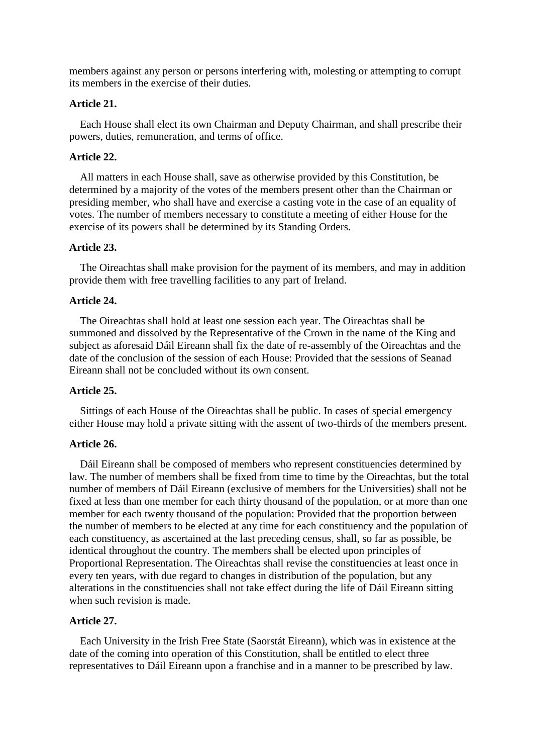members against any person or persons interfering with, molesting or attempting to corrupt its members in the exercise of their duties.

**Article 21.**

Each House shall elect its own Chairman and Deputy Chairman, and shall prescribe their powers, duties, remuneration, and terms of office.

**Article 22.**

All matters in each House shall, save as otherwise provided by this Constitution, be determined by a majority of the votes of the members present other than the Chairman or presiding member, who shall have and exercise a casting vote in the case of an equality of votes. The number of members necessary to constitute a meeting of either House for the exercise of its powers shall be determined by its Standing Orders.

**Article 23.**

The Oireachtas shall make provision for the payment of its members, and may in addition provide them with free travelling facilities to any part of Ireland.

**Article 24.**

The Oireachtas shall hold at least one session each year. The Oireachtas shall be summoned and dissolved by the Representative of the Crown in the name of the King and subject as aforesaid Dáil Eireann shall fix the date of re-assembly of the Oireachtas and the date of the conclusion of the session of each House: Provided that the sessions of Seanad Eireann shall not be concluded without its own consent.

**Article 25.**

Sittings of each House of the Oireachtas shall be public. In cases of special emergency either House may hold a private sitting with the assent of two-thirds of the members present.

**Article 26.**

Dáil Eireann shall be composed of members who represent constituencies determined by law. The number of members shall be fixed from time to time by the Oireachtas, but the total number of members of Dáil Eireann (exclusive of members for the Universities) shall not be fixed at less than one member for each thirty thousand of the population, or at more than one member for each twenty thousand of the population: Provided that the proportion between the number of members to be elected at any time for each constituency and the population of each constituency, as ascertained at the last preceding census, shall, so far as possible, be identical throughout the country. The members shall be elected upon principles of Proportional Representation. The Oireachtas shall revise the constituencies at least once in every ten years, with due regard to changes in distribution of the population, but any alterations in the constituencies shall not take effect during the life of Dáil Eireann sitting when such revision is made.

**Article 27.**

Each University in the Irish Free State (Saorstát Eireann), which was in existence at the date of the coming into operation of this Constitution, shall be entitled to elect three representatives to Dáil Eireann upon a franchise and in a manner to be prescribed by law.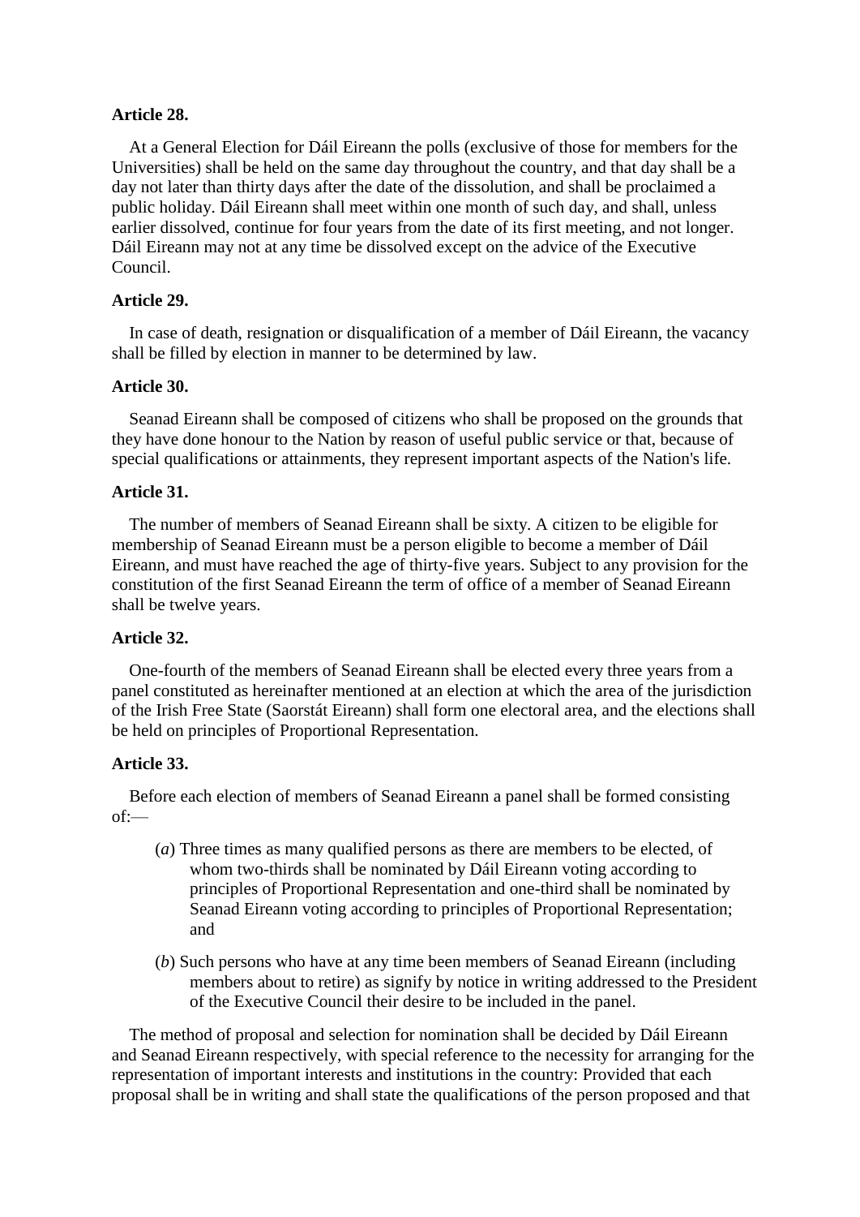**Article 28.**

At a General Election for Dáil Eireann the polls (exclusive of those for members for the Universities) shall be held on the same day throughout the country, and that day shall be a day not later than thirty days after the date of the dissolution, and shall be proclaimed a public holiday. Dáil Eireann shall meet within one month of such day, and shall, unless earlier dissolved, continue for four years from the date of its first meeting, and not longer. Dáil Eireann may not at any time be dissolved except on the advice of the Executive Council.

**Article 29.**

In case of death, resignation or disqualification of a member of Dáil Eireann, the vacancy shall be filled by election in manner to be determined by law.

**Article 30.**

Seanad Eireann shall be composed of citizens who shall be proposed on the grounds that they have done honour to the Nation by reason of useful public service or that, because of special qualifications or attainments, they represent important aspects of the Nation's life.

**Article 31.**

The number of members of Seanad Eireann shall be sixty. A citizen to be eligible for membership of Seanad Eireann must be a person eligible to become a member of Dáil Eireann, and must have reached the age of thirty-five years. Subject to any provision for the constitution of the first Seanad Eireann the term of office of a member of Seanad Eireann shall be twelve years.

**Article 32.**

One-fourth of the members of Seanad Eireann shall be elected every three years from a panel constituted as hereinafter mentioned at an election at which the area of the jurisdiction of the Irish Free State (Saorstát Eireann) shall form one electoral area, and the elections shall be held on principles of Proportional Representation.

**Article 33.**

Before each election of members of Seanad Eireann a panel shall be formed consisting of:—

(*a*) Three times as many qualified persons as there are members to be elected, of whom two-thirds shall be nominated by Dáil Eireann voting according to principles of Proportional Representation and one-third shall be nominated by Seanad Eireann voting according to principles of Proportional Representation; and

(*b*) Such persons who have at any time been members of Seanad Eireann (including members about to retire) as signify by notice in writing addressed to the President of the Executive Council their desire to be included in the panel.

The method of proposal and selection for nomination shall be decided by Dáil Eireann and Seanad Eireann respectively, with special reference to the necessity for arranging for the representation of important interests and institutions in the country: Provided that each proposal shall be in writing and shall state the qualifications of the person proposed and that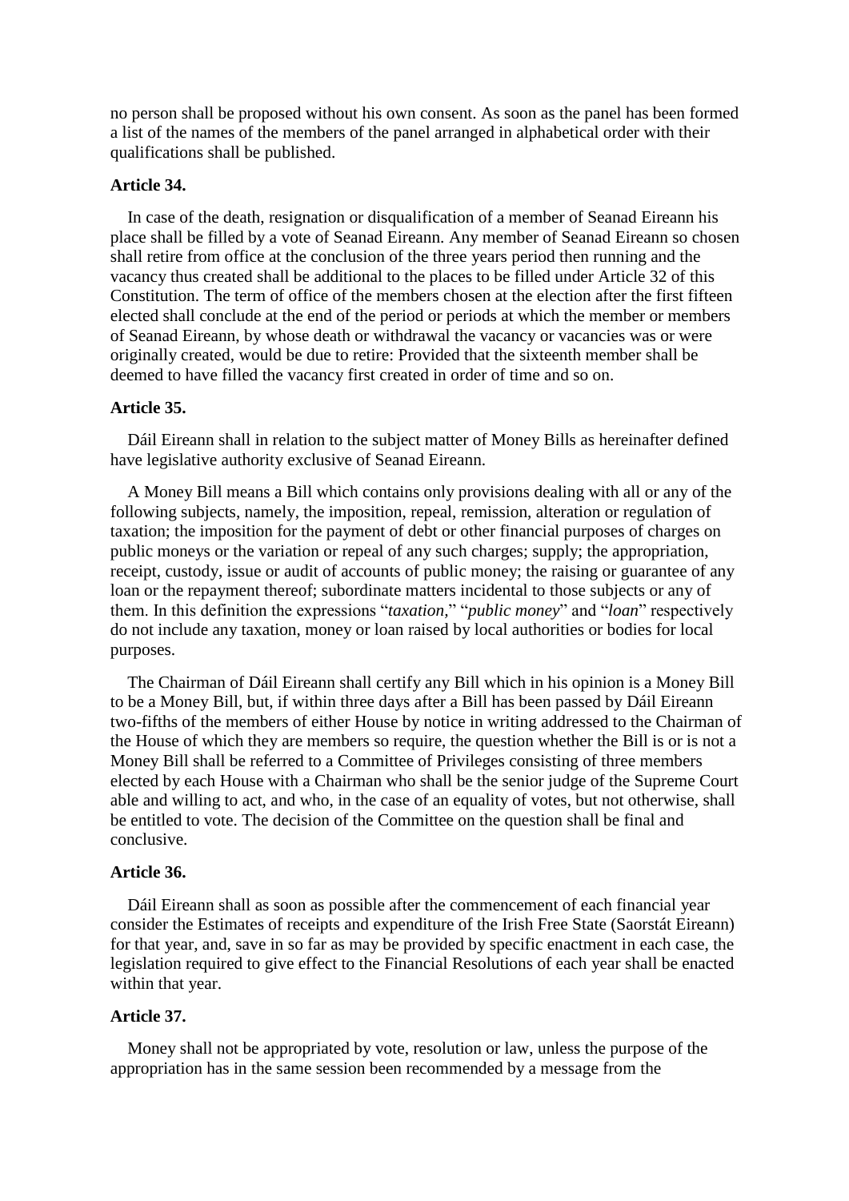no person shall be proposed without his own consent. As soon as the panel has been formed a list of the names of the members of the panel arranged in alphabetical order with their qualifications shall be published.

**Article 34.**

In case of the death, resignation or disqualification of a member of Seanad Eireann his place shall be filled by a vote of Seanad Eireann. Any member of Seanad Eireann so chosen shall retire from office at the conclusion of the three years period then running and the vacancy thus created shall be additional to the places to be filled under Article 32 of this Constitution. The term of office of the members chosen at the election after the first fifteen elected shall conclude at the end of the period or periods at which the member or members of Seanad Eireann, by whose death or withdrawal the vacancy or vacancies was or were originally created, would be due to retire: Provided that the sixteenth member shall be deemed to have filled the vacancy first created in order of time and so on.

**Article 35.**

Dáil Eireann shall in relation to the subject matter of Money Bills as hereinafter defined have legislative authority exclusive of Seanad Eireann.

A Money Bill means a Bill which contains only provisions dealing with all or any of the following subjects, namely, the imposition, repeal, remission, alteration or regulation of taxation; the imposition for the payment of debt or other financial purposes of charges on public moneys or the variation or repeal of any such charges; supply; the appropriation, receipt, custody, issue or audit of accounts of public money; the raising or guarantee of any loan or the repayment thereof; subordinate matters incidental to those subjects or any of them. In this definition the expressions "*taxation*," "*public money*" and "*loan*" respectively do not include any taxation, money or loan raised by local authorities or bodies for local purposes.

The Chairman of Dáil Eireann shall certify any Bill which in his opinion is a Money Bill to be a Money Bill, but, if within three days after a Bill has been passed by Dáil Eireann two-fifths of the members of either House by notice in writing addressed to the Chairman of the House of which they are members so require, the question whether the Bill is or is not a Money Bill shall be referred to a Committee of Privileges consisting of three members elected by each House with a Chairman who shall be the senior judge of the Supreme Court able and willing to act, and who, in the case of an equality of votes, but not otherwise, shall be entitled to vote. The decision of the Committee on the question shall be final and conclusive.

**Article 36.**

Dáil Eireann shall as soon as possible after the commencement of each financial year consider the Estimates of receipts and expenditure of the Irish Free State (Saorstát Eireann) for that year, and, save in so far as may be provided by specific enactment in each case, the legislation required to give effect to the Financial Resolutions of each year shall be enacted within that year.

**Article 37.**

Money shall not be appropriated by vote, resolution or law, unless the purpose of the appropriation has in the same session been recommended by a message from the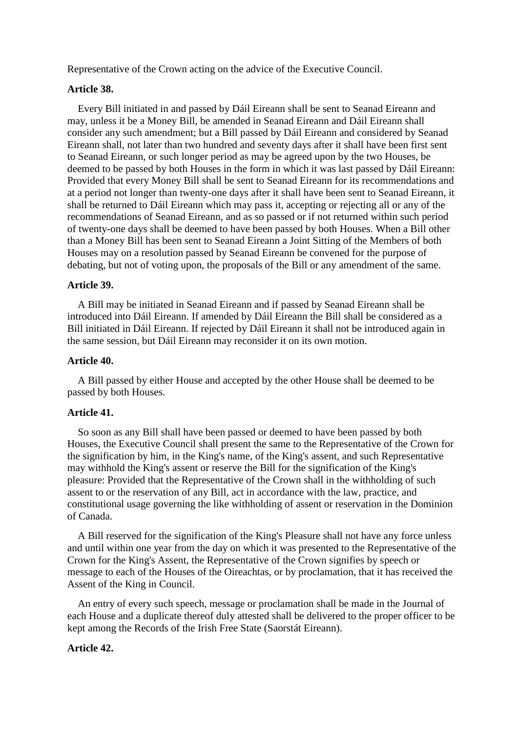Representative of the Crown acting on the advice of the Executive Council.

**Article 38.**

Every Bill initiated in and passed by Dáil Eireann shall be sent to Seanad Eireann and may, unless it be a Money Bill, be amended in Seanad Eireann and Dáil Eireann shall consider any such amendment; but a Bill passed by Dáil Eireann and considered by Seanad Eireann shall, not later than two hundred and seventy days after it shall have been first sent to Seanad Eireann, or such longer period as may be agreed upon by the two Houses, be deemed to be passed by both Houses in the form in which it was last passed by Dáil Eireann: Provided that every Money Bill shall be sent to Seanad Eireann for its recommendations and at a period not longer than twenty-one days after it shall have been sent to Seanad Eireann, it shall be returned to Dáil Eireann which may pass it, accepting or rejecting all or any of the recommendations of Seanad Eireann, and as so passed or if not returned within such period of twenty-one days shall be deemed to have been passed by both Houses. When a Bill other than a Money Bill has been sent to Seanad Eireann a Joint Sitting of the Members of both Houses may on a resolution passed by Seanad Eireann be convened for the purpose of debating, but not of voting upon, the proposals of the Bill or any amendment of the same.

**Article 39.**

A Bill may be initiated in Seanad Eireann and if passed by Seanad Eireann shall be introduced into Dáil Eireann. If amended by Dáil Eireann the Bill shall be considered as a Bill initiated in Dáil Eireann. If rejected by Dáil Eireann it shall not be introduced again in the same session, but Dáil Eireann may reconsider it on its own motion.

**Article 40.**

A Bill passed by either House and accepted by the other House shall be deemed to be passed by both Houses.

**Article 41.**

So soon as any Bill shall have been passed or deemed to have been passed by both Houses, the Executive Council shall present the same to the Representative of the Crown for the signification by him, in the King's name, of the King's assent, and such Representative may withhold the King's assent or reserve the Bill for the signification of the King's pleasure: Provided that the Representative of the Crown shall in the withholding of such assent to or the reservation of any Bill, act in accordance with the law, practice, and constitutional usage governing the like withholding of assent or reservation in the Dominion of Canada.

A Bill reserved for the signification of the King's Pleasure shall not have any force unless and until within one year from the day on which it was presented to the Representative of the Crown for the King's Assent, the Representative of the Crown signifies by speech or message to each of the Houses of the Oireachtas, or by proclamation, that it has received the Assent of the King in Council.

An entry of every such speech, message or proclamation shall be made in the Journal of each House and a duplicate thereof duly attested shall be delivered to the proper officer to be kept among the Records of the Irish Free State (Saorstát Eireann).

**Article 42.**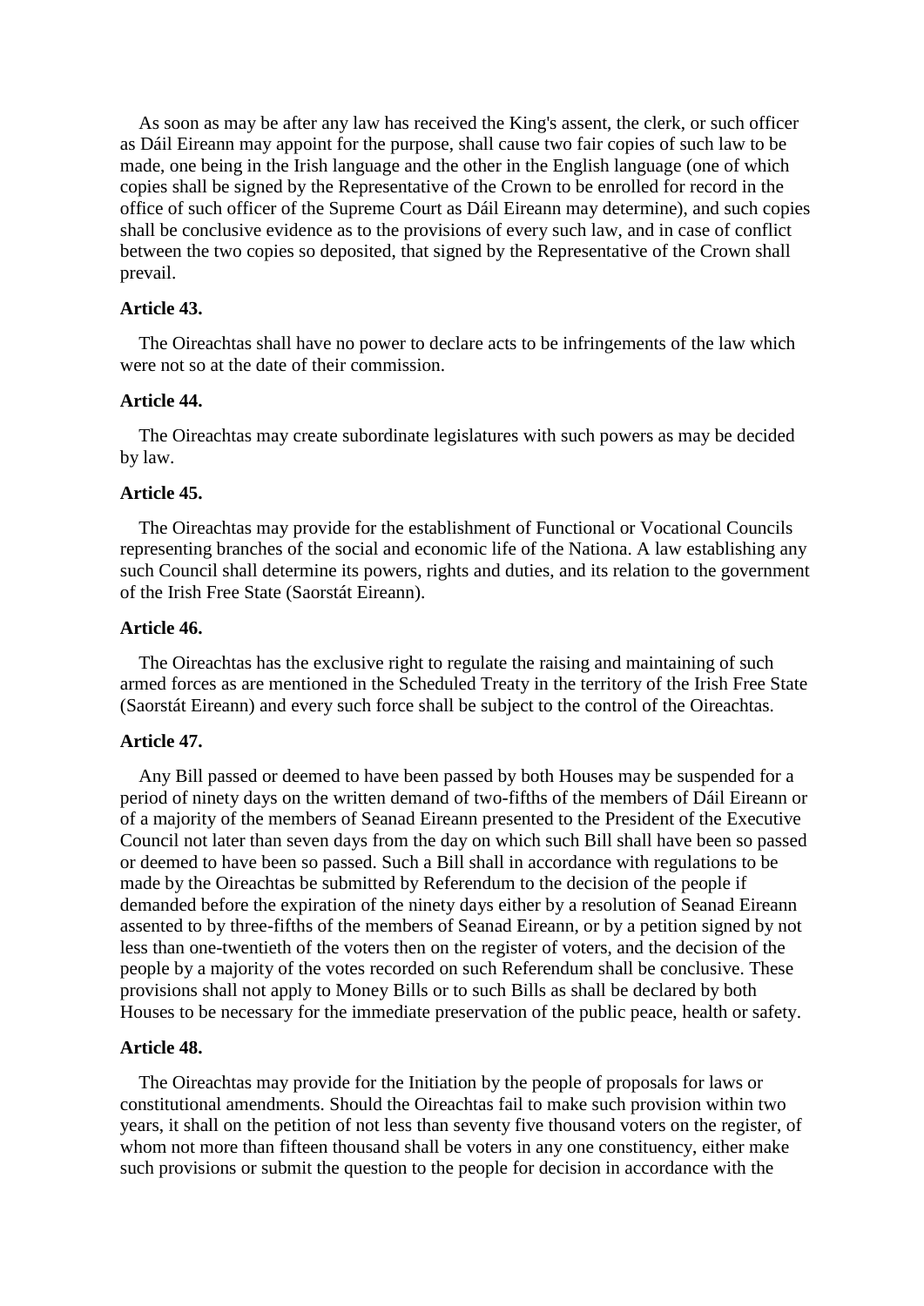As soon as may be after any law has received the King's assent, the clerk, or such officer as Dáil Eireann may appoint for the purpose, shall cause two fair copies of such law to be made, one being in the Irish language and the other in the English language (one of which copies shall be signed by the Representative of the Crown to be enrolled for record in the office of such officer of the Supreme Court as Dáil Eireann may determine), and such copies shall be conclusive evidence as to the provisions of every such law, and in case of conflict between the two copies so deposited, that signed by the Representative of the Crown shall prevail.

**Article 43.**

The Oireachtas shall have no power to declare acts to be infringements of the law which were not so at the date of their commission.

**Article 44.**

The Oireachtas may create subordinate legislatures with such powers as may be decided by law.

**Article 45.**

The Oireachtas may provide for the establishment of Functional or Vocational Councils representing branches of the social and economic life of the Nationa. A law establishing any such Council shall determine its powers, rights and duties, and its relation to the government of the Irish Free State (Saorstát Eireann).

**Article 46.**

The Oireachtas has the exclusive right to regulate the raising and maintaining of such armed forces as are mentioned in the Scheduled Treaty in the territory of the Irish Free State (Saorstát Eireann) and every such force shall be subject to the control of the Oireachtas.

**Article 47.**

Any Bill passed or deemed to have been passed by both Houses may be suspended for a period of ninety days on the written demand of two-fifths of the members of Dáil Eireann or of a majority of the members of Seanad Eireann presented to the President of the Executive Council not later than seven days from the day on which such Bill shall have been so passed or deemed to have been so passed. Such a Bill shall in accordance with regulations to be made by the Oireachtas be submitted by Referendum to the decision of the people if demanded before the expiration of the ninety days either by a resolution of Seanad Eireann assented to by three-fifths of the members of Seanad Eireann, or by a petition signed by not less than one-twentieth of the voters then on the register of voters, and the decision of the people by a majority of the votes recorded on such Referendum shall be conclusive. These provisions shall not apply to Money Bills or to such Bills as shall be declared by both Houses to be necessary for the immediate preservation of the public peace, health or safety.

**Article 48.**

The Oireachtas may provide for the Initiation by the people of proposals for laws or constitutional amendments. Should the Oireachtas fail to make such provision within two years, it shall on the petition of not less than seventy five thousand voters on the register, of whom not more than fifteen thousand shall be voters in any one constituency, either make such provisions or submit the question to the people for decision in accordance with the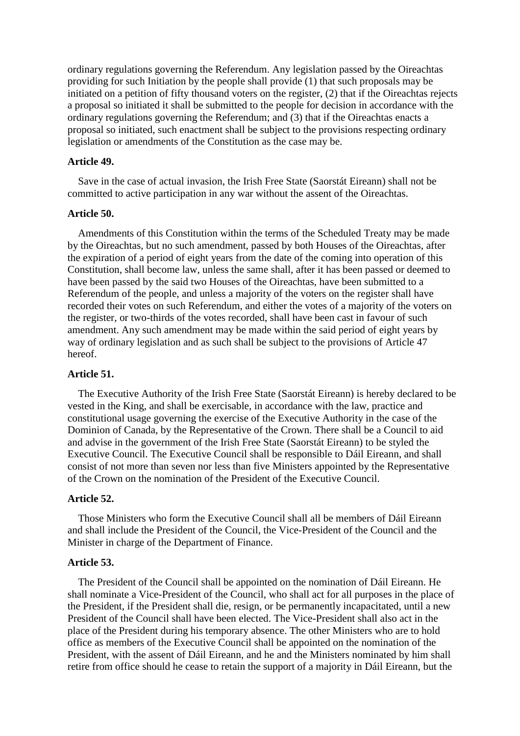ordinary regulations governing the Referendum. Any legislation passed by the Oireachtas providing for such Initiation by the people shall provide (1) that such proposals may be initiated on a petition of fifty thousand voters on the register, (2) that if the Oireachtas rejects a proposal so initiated it shall be submitted to the people for decision in accordance with the ordinary regulations governing the Referendum; and (3) that if the Oireachtas enacts a proposal so initiated, such enactment shall be subject to the provisions respecting ordinary legislation or amendments of the Constitution as the case may be.

**Article 49.**

Save in the case of actual invasion, the Irish Free State (Saorstát Eireann) shall not be committed to active participation in any war without the assent of the Oireachtas.

**Article 50.**

Amendments of this Constitution within the terms of the Scheduled Treaty may be made by the Oireachtas, but no such amendment, passed by both Houses of the Oireachtas, after the expiration of a period of eight years from the date of the coming into operation of this Constitution, shall become law, unless the same shall, after it has been passed or deemed to have been passed by the said two Houses of the Oireachtas, have been submitted to a Referendum of the people, and unless a majority of the voters on the register shall have recorded their votes on such Referendum, and either the votes of a majority of the voters on the register, or two-thirds of the votes recorded, shall have been cast in favour of such amendment. Any such amendment may be made within the said period of eight years by way of ordinary legislation and as such shall be subject to the provisions of Article 47 hereof.

**Article 51.**

The Executive Authority of the Irish Free State (Saorstát Eireann) is hereby declared to be vested in the King, and shall be exercisable, in accordance with the law, practice and constitutional usage governing the exercise of the Executive Authority in the case of the Dominion of Canada, by the Representative of the Crown. There shall be a Council to aid and advise in the government of the Irish Free State (Saorstát Eireann) to be styled the Executive Council. The Executive Council shall be responsible to Dáil Eireann, and shall consist of not more than seven nor less than five Ministers appointed by the Representative of the Crown on the nomination of the President of the Executive Council.

**Article 52.**

Those Ministers who form the Executive Council shall all be members of Dáil Eireann and shall include the President of the Council, the Vice-President of the Council and the Minister in charge of the Department of Finance.

**Article 53.**

The President of the Council shall be appointed on the nomination of Dáil Eireann. He shall nominate a Vice-President of the Council, who shall act for all purposes in the place of the President, if the President shall die, resign, or be permanently incapacitated, until a new President of the Council shall have been elected. The Vice-President shall also act in the place of the President during his temporary absence. The other Ministers who are to hold office as members of the Executive Council shall be appointed on the nomination of the President, with the assent of Dáil Eireann, and he and the Ministers nominated by him shall retire from office should he cease to retain the support of a majority in Dáil Eireann, but the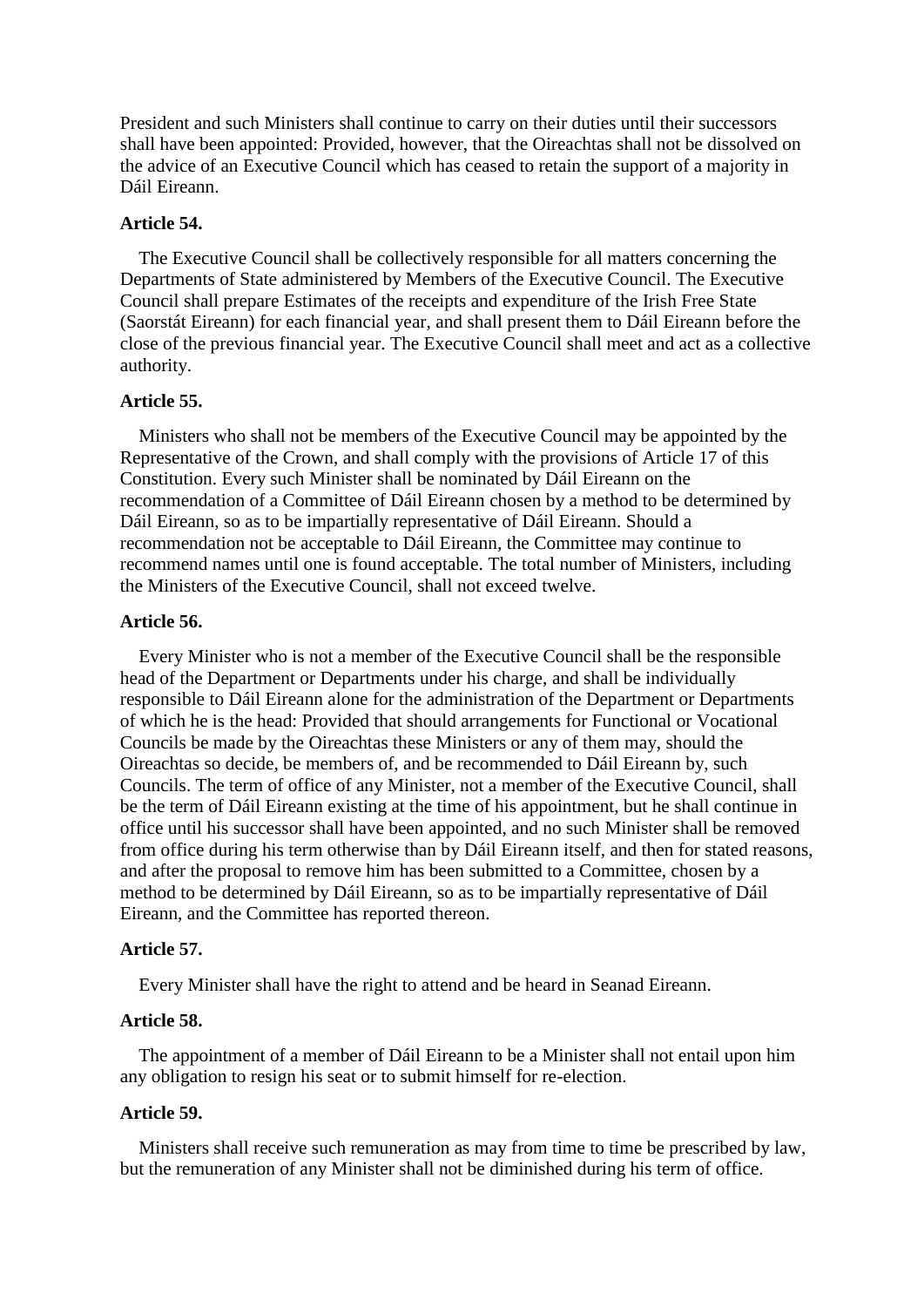President and such Ministers shall continue to carry on their duties until their successors shall have been appointed: Provided, however, that the Oireachtas shall not be dissolved on the advice of an Executive Council which has ceased to retain the support of a majority in Dáil Eireann.

**Article 54.**

The Executive Council shall be collectively responsible for all matters concerning the Departments of State administered by Members of the Executive Council. The Executive Council shall prepare Estimates of the receipts and expenditure of the Irish Free State (Saorstát Eireann) for each financial year, and shall present them to Dáil Eireann before the close of the previous financial year. The Executive Council shall meet and act as a collective authority.

**Article 55.**

Ministers who shall not be members of the Executive Council may be appointed by the Representative of the Crown, and shall comply with the provisions of Article 17 of this Constitution. Every such Minister shall be nominated by Dáil Eireann on the recommendation of a Committee of Dáil Eireann chosen by a method to be determined by Dáil Eireann, so as to be impartially representative of Dáil Eireann. Should a recommendation not be acceptable to Dáil Eireann, the Committee may continue to recommend names until one is found acceptable. The total number of Ministers, including the Ministers of the Executive Council, shall not exceed twelve.

**Article 56.**

Every Minister who is not a member of the Executive Council shall be the responsible head of the Department or Departments under his charge, and shall be individually responsible to Dáil Eireann alone for the administration of the Department or Departments of which he is the head: Provided that should arrangements for Functional or Vocational Councils be made by the Oireachtas these Ministers or any of them may, should the Oireachtas so decide, be members of, and be recommended to Dáil Eireann by, such Councils. The term of office of any Minister, not a member of the Executive Council, shall be the term of Dáil Eireann existing at the time of his appointment, but he shall continue in office until his successor shall have been appointed, and no such Minister shall be removed from office during his term otherwise than by Dáil Eireann itself, and then for stated reasons, and after the proposal to remove him has been submitted to a Committee, chosen by a method to be determined by Dáil Eireann, so as to be impartially representative of Dáil Eireann, and the Committee has reported thereon.

**Article 57.**

Every Minister shall have the right to attend and be heard in Seanad Eireann.

**Article 58.**

The appointment of a member of Dáil Eireann to be a Minister shall not entail upon him any obligation to resign his seat or to submit himself for re-election.

**Article 59.**

Ministers shall receive such remuneration as may from time to time be prescribed by law, but the remuneration of any Minister shall not be diminished during his term of office.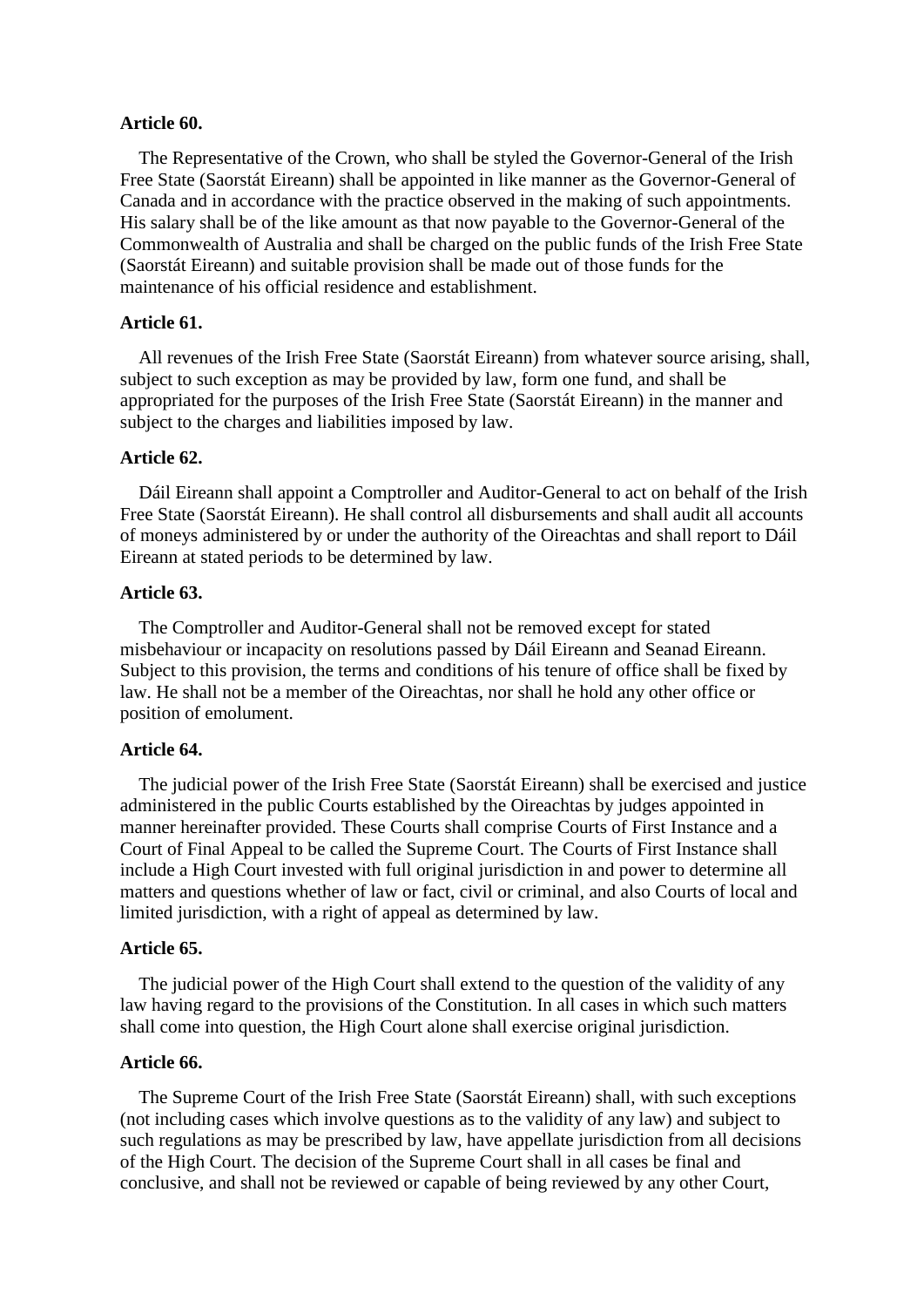**Article 60.**

The Representative of the Crown, who shall be styled the Governor-General of the Irish Free State (Saorstát Eireann) shall be appointed in like manner as the Governor-General of Canada and in accordance with the practice observed in the making of such appointments. His salary shall be of the like amount as that now payable to the Governor-General of the Commonwealth of Australia and shall be charged on the public funds of the Irish Free State (Saorstát Eireann) and suitable provision shall be made out of those funds for the maintenance of his official residence and establishment.

**Article 61.**

All revenues of the Irish Free State (Saorstát Eireann) from whatever source arising, shall, subject to such exception as may be provided by law, form one fund, and shall be appropriated for the purposes of the Irish Free State (Saorstát Eireann) in the manner and subject to the charges and liabilities imposed by law.

**Article 62.**

Dáil Eireann shall appoint a Comptroller and Auditor-General to act on behalf of the Irish Free State (Saorstát Eireann). He shall control all disbursements and shall audit all accounts of moneys administered by or under the authority of the Oireachtas and shall report to Dáil Eireann at stated periods to be determined by law.

**Article 63.**

The Comptroller and Auditor-General shall not be removed except for stated misbehaviour or incapacity on resolutions passed by Dáil Eireann and Seanad Eireann. Subject to this provision, the terms and conditions of his tenure of office shall be fixed by law. He shall not be a member of the Oireachtas, nor shall he hold any other office or position of emolument.

**Article 64.**

The judicial power of the Irish Free State (Saorstát Eireann) shall be exercised and justice administered in the public Courts established by the Oireachtas by judges appointed in manner hereinafter provided. These Courts shall comprise Courts of First Instance and a Court of Final Appeal to be called the Supreme Court. The Courts of First Instance shall include a High Court invested with full original jurisdiction in and power to determine all matters and questions whether of law or fact, civil or criminal, and also Courts of local and limited jurisdiction, with a right of appeal as determined by law.

**Article 65.**

The judicial power of the High Court shall extend to the question of the validity of any law having regard to the provisions of the Constitution. In all cases in which such matters shall come into question, the High Court alone shall exercise original jurisdiction.

**Article 66.**

The Supreme Court of the Irish Free State (Saorstát Eireann) shall, with such exceptions (not including cases which involve questions as to the validity of any law) and subject to such regulations as may be prescribed by law, have appellate jurisdiction from all decisions of the High Court. The decision of the Supreme Court shall in all cases be final and conclusive, and shall not be reviewed or capable of being reviewed by any other Court,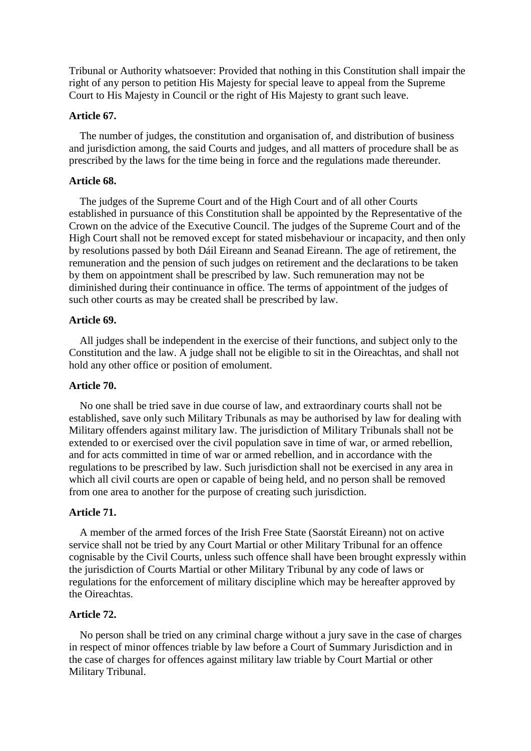Tribunal or Authority whatsoever: Provided that nothing in this Constitution shall impair the right of any person to petition His Majesty for special leave to appeal from the Supreme Court to His Majesty in Council or the right of His Majesty to grant such leave.

**Article 67.**

The number of judges, the constitution and organisation of, and distribution of business and jurisdiction among, the said Courts and judges, and all matters of procedure shall be as prescribed by the laws for the time being in force and the regulations made thereunder.

**Article 68.**

The judges of the Supreme Court and of the High Court and of all other Courts established in pursuance of this Constitution shall be appointed by the Representative of the Crown on the advice of the Executive Council. The judges of the Supreme Court and of the High Court shall not be removed except for stated misbehaviour or incapacity, and then only by resolutions passed by both Dáil Eireann and Seanad Eireann. The age of retirement, the remuneration and the pension of such judges on retirement and the declarations to be taken by them on appointment shall be prescribed by law. Such remuneration may not be diminished during their continuance in office. The terms of appointment of the judges of such other courts as may be created shall be prescribed by law.

**Article 69.**

All judges shall be independent in the exercise of their functions, and subject only to the Constitution and the law. A judge shall not be eligible to sit in the Oireachtas, and shall not hold any other office or position of emolument.

**Article 70.**

No one shall be tried save in due course of law, and extraordinary courts shall not be established, save only such Military Tribunals as may be authorised by law for dealing with Military offenders against military law. The jurisdiction of Military Tribunals shall not be extended to or exercised over the civil population save in time of war, or armed rebellion, and for acts committed in time of war or armed rebellion, and in accordance with the regulations to be prescribed by law. Such jurisdiction shall not be exercised in any area in which all civil courts are open or capable of being held, and no person shall be removed from one area to another for the purpose of creating such jurisdiction.

**Article 71.**

A member of the armed forces of the Irish Free State (Saorstát Eireann) not on active service shall not be tried by any Court Martial or other Military Tribunal for an offence cognisable by the Civil Courts, unless such offence shall have been brought expressly within the jurisdiction of Courts Martial or other Military Tribunal by any code of laws or regulations for the enforcement of military discipline which may be hereafter approved by the Oireachtas.

**Article 72.**

No person shall be tried on any criminal charge without a jury save in the case of charges in respect of minor offences triable by law before a Court of Summary Jurisdiction and in the case of charges for offences against military law triable by Court Martial or other Military Tribunal.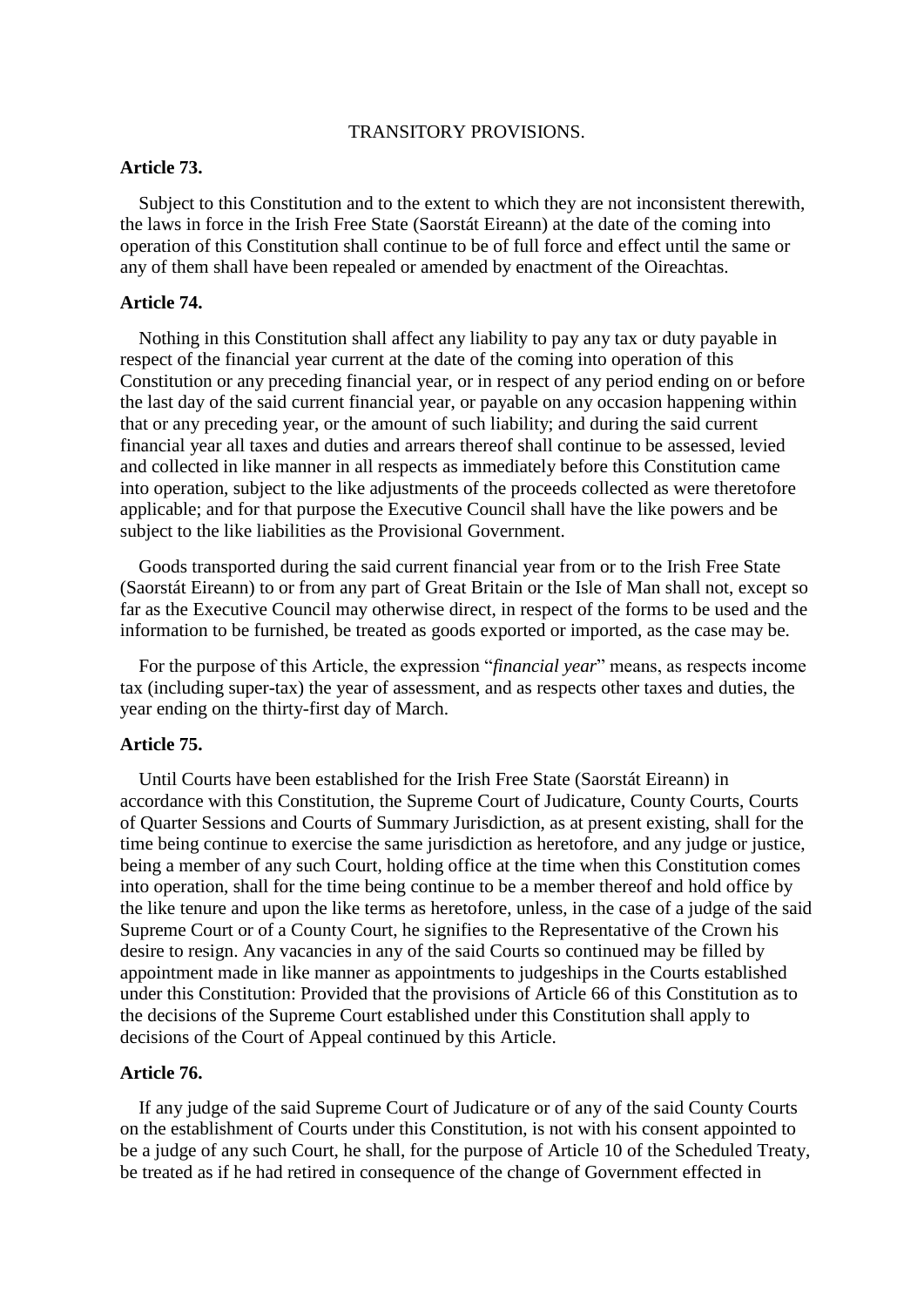TRANSITORY PROVISIONS.

**Article 73.**

Subject to this Constitution and to the extent to which they are not inconsistent therewith, the laws in force in the Irish Free State (Saorstát Eireann) at the date of the coming into operation of this Constitution shall continue to be of full force and effect until the same or any of them shall have been repealed or amended by enactment of the Oireachtas.

**Article 74.**

Nothing in this Constitution shall affect any liability to pay any tax or duty payable in respect of the financial year current at the date of the coming into operation of this Constitution or any preceding financial year, or in respect of any period ending on or before the last day of the said current financial year, or payable on any occasion happening within that or any preceding year, or the amount of such liability; and during the said current financial year all taxes and duties and arrears thereof shall continue to be assessed, levied and collected in like manner in all respects as immediately before this Constitution came into operation, subject to the like adjustments of the proceeds collected as were theretofore applicable; and for that purpose the Executive Council shall have the like powers and be subject to the like liabilities as the Provisional Government.

Goods transported during the said current financial year from or to the Irish Free State (Saorstát Eireann) to or from any part of Great Britain or the Isle of Man shall not, except so far as the Executive Council may otherwise direct, in respect of the forms to be used and the information to be furnished, be treated as goods exported or imported, as the case may be.

For the purpose of this Article, the expression "*financial year*" means, as respects income tax (including super-tax) the year of assessment, and as respects other taxes and duties, the year ending on the thirty-first day of March.

**Article 75.**

Until Courts have been established for the Irish Free State (Saorstát Eireann) in accordance with this Constitution, the Supreme Court of Judicature, County Courts, Courts of Quarter Sessions and Courts of Summary Jurisdiction, as at present existing, shall for the time being continue to exercise the same jurisdiction as heretofore, and any judge or justice, being a member of any such Court, holding office at the time when this Constitution comes into operation, shall for the time being continue to be a member thereof and hold office by the like tenure and upon the like terms as heretofore, unless, in the case of a judge of the said Supreme Court or of a County Court, he signifies to the Representative of the Crown his desire to resign. Any vacancies in any of the said Courts so continued may be filled by appointment made in like manner as appointments to judgeships in the Courts established under this Constitution: Provided that the provisions of Article 66 of this Constitution as to the decisions of the Supreme Court established under this Constitution shall apply to decisions of the Court of Appeal continued by this Article.

**Article 76.**

If any judge of the said Supreme Court of Judicature or of any of the said County Courts on the establishment of Courts under this Constitution, is not with his consent appointed to be a judge of any such Court, he shall, for the purpose of Article 10 of the Scheduled Treaty, be treated as if he had retired in consequence of the change of Government effected in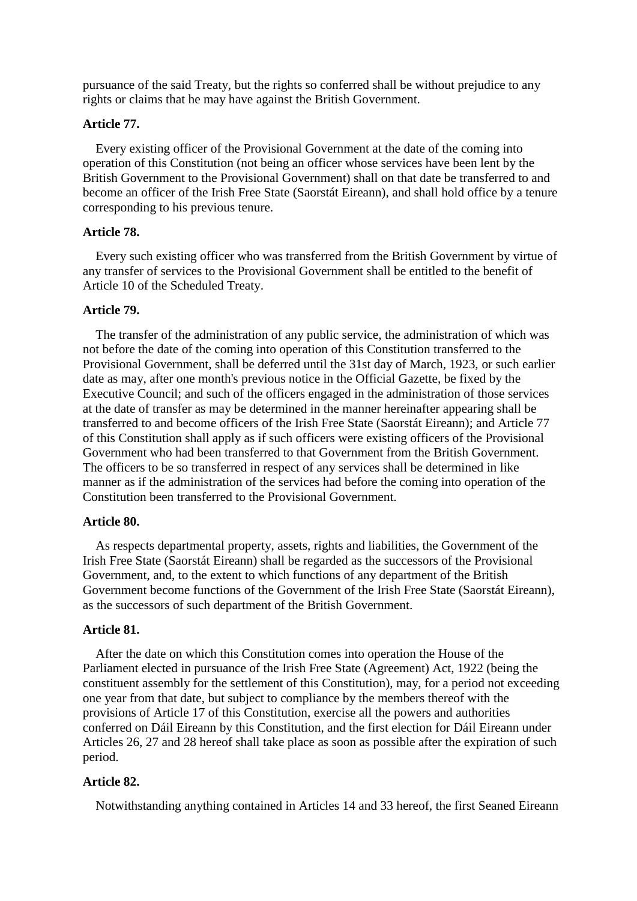pursuance of the said Treaty, but the rights so conferred shall be without prejudice to any rights or claims that he may have against the British Government.

**Article 77.**

Every existing officer of the Provisional Government at the date of the coming into operation of this Constitution (not being an officer whose services have been lent by the British Government to the Provisional Government) shall on that date be transferred to and become an officer of the Irish Free State (Saorstát Eireann), and shall hold office by a tenure corresponding to his previous tenure.

**Article 78.**

Every such existing officer who was transferred from the British Government by virtue of any transfer of services to the Provisional Government shall be entitled to the benefit of Article 10 of the Scheduled Treaty.

**Article 79.**

The transfer of the administration of any public service, the administration of which was not before the date of the coming into operation of this Constitution transferred to the Provisional Government, shall be deferred until the 31st day of March, 1923, or such earlier date as may, after one month's previous notice in the Official Gazette, be fixed by the Executive Council; and such of the officers engaged in the administration of those services at the date of transfer as may be determined in the manner hereinafter appearing shall be transferred to and become officers of the Irish Free State (Saorstát Eireann); and Article 77 of this Constitution shall apply as if such officers were existing officers of the Provisional Government who had been transferred to that Government from the British Government. The officers to be so transferred in respect of any services shall be determined in like manner as if the administration of the services had before the coming into operation of the Constitution been transferred to the Provisional Government.

**Article 80.**

As respects departmental property, assets, rights and liabilities, the Government of the Irish Free State (Saorstát Eireann) shall be regarded as the successors of the Provisional Government, and, to the extent to which functions of any department of the British Government become functions of the Government of the Irish Free State (Saorstát Eireann), as the successors of such department of the British Government.

**Article 81.**

After the date on which this Constitution comes into operation the House of the Parliament elected in pursuance of the Irish Free State (Agreement) Act, 1922 (being the constituent assembly for the settlement of this Constitution), may, for a period not exceeding one year from that date, but subject to compliance by the members thereof with the provisions of Article 17 of this Constitution, exercise all the powers and authorities conferred on Dáil Eireann by this Constitution, and the first election for Dáil Eireann under Articles 26, 27 and 28 hereof shall take place as soon as possible after the expiration of such period.

**Article 82.**

Notwithstanding anything contained in Articles 14 and 33 hereof, the first Seaned Eireann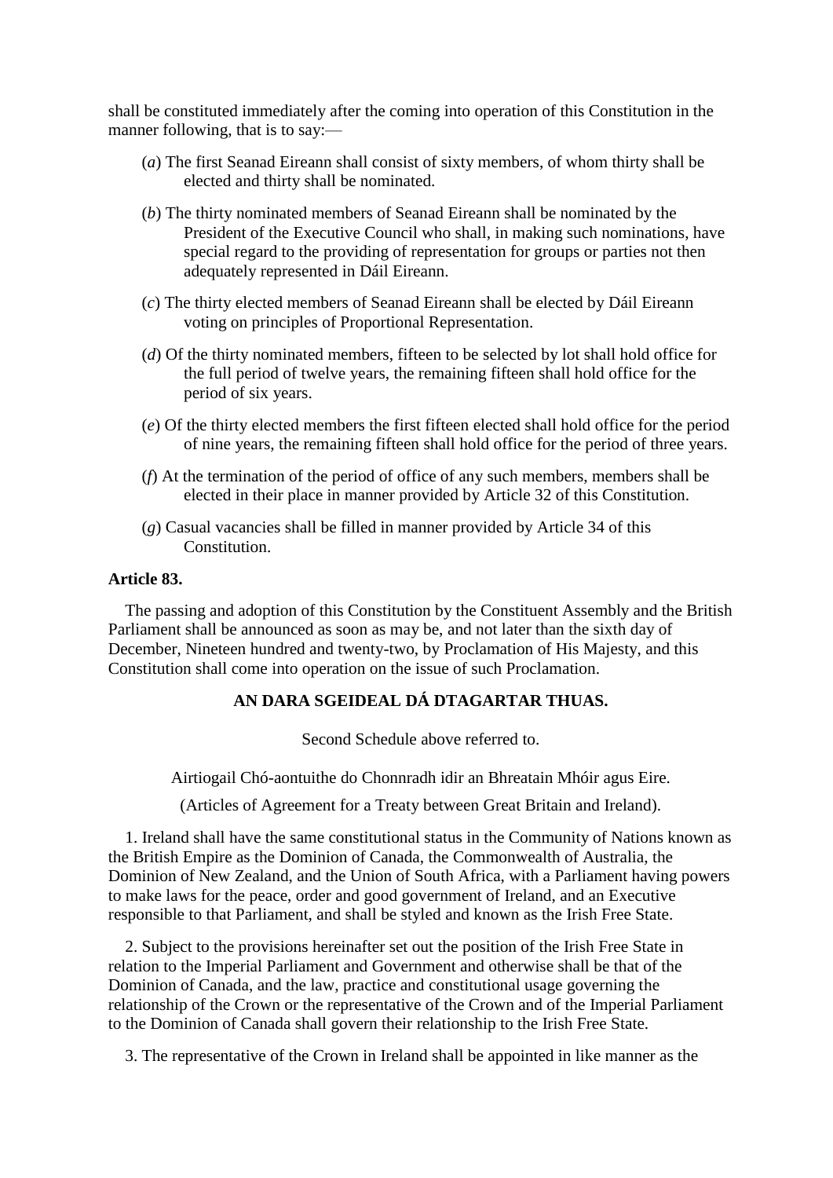shall be constituted immediately after the coming into operation of this Constitution in the manner following, that is to say:—

(*a*) The first Seanad Eireann shall consist of sixty members, of whom thirty shall be elected and thirty shall be nominated.

(*b*) The thirty nominated members of Seanad Eireann shall be nominated by the President of the Executive Council who shall, in making such nominations, have special regard to the providing of representation for groups or parties not then adequately represented in Dáil Eireann.

(*c*) The thirty elected members of Seanad Eireann shall be elected by Dáil Eireann voting on principles of Proportional Representation.

(*d*) Of the thirty nominated members, fifteen to be selected by lot shall hold office for the full period of twelve years, the remaining fifteen shall hold office for the period of six years.

(*e*) Of the thirty elected members the first fifteen elected shall hold office for the period of nine years, the remaining fifteen shall hold office for the period of three years.

(*f*) At the termination of the period of office of any such members, members shall be elected in their place in manner provided by Article 32 of this Constitution.

(*g*) Casual vacancies shall be filled in manner provided by Article 34 of this Constitution.

**Article 83.**

The passing and adoption of this Constitution by the Constituent Assembly and the British Parliament shall be announced as soon as may be, and not later than the sixth day of December, Nineteen hundred and twenty-two, by Proclamation of His Majesty, and this Constitution shall come into operation on the issue of such Proclamation.

**AN DARA SGEIDEAL DÁ DTAGARTAR THUAS.**

Second Schedule above referred to.

Airtiogail Chó-aontuithe do Chonnradh idir an Bhreatain Mhóir agus Eire.

(Articles of Agreement for a Treaty between Great Britain and Ireland).

1. Ireland shall have the same constitutional status in the Community of Nations known as the British Empire as the Dominion of Canada, the Commonwealth of Australia, the Dominion of New Zealand, and the Union of South Africa, with a Parliament having powers to make laws for the peace, order and good government of Ireland, and an Executive responsible to that Parliament, and shall be styled and known as the Irish Free State.

2. Subject to the provisions hereinafter set out the position of the Irish Free State in relation to the Imperial Parliament and Government and otherwise shall be that of the Dominion of Canada, and the law, practice and constitutional usage governing the relationship of the Crown or the representative of the Crown and of the Imperial Parliament to the Dominion of Canada shall govern their relationship to the Irish Free State.

3. The representative of the Crown in Ireland shall be appointed in like manner as the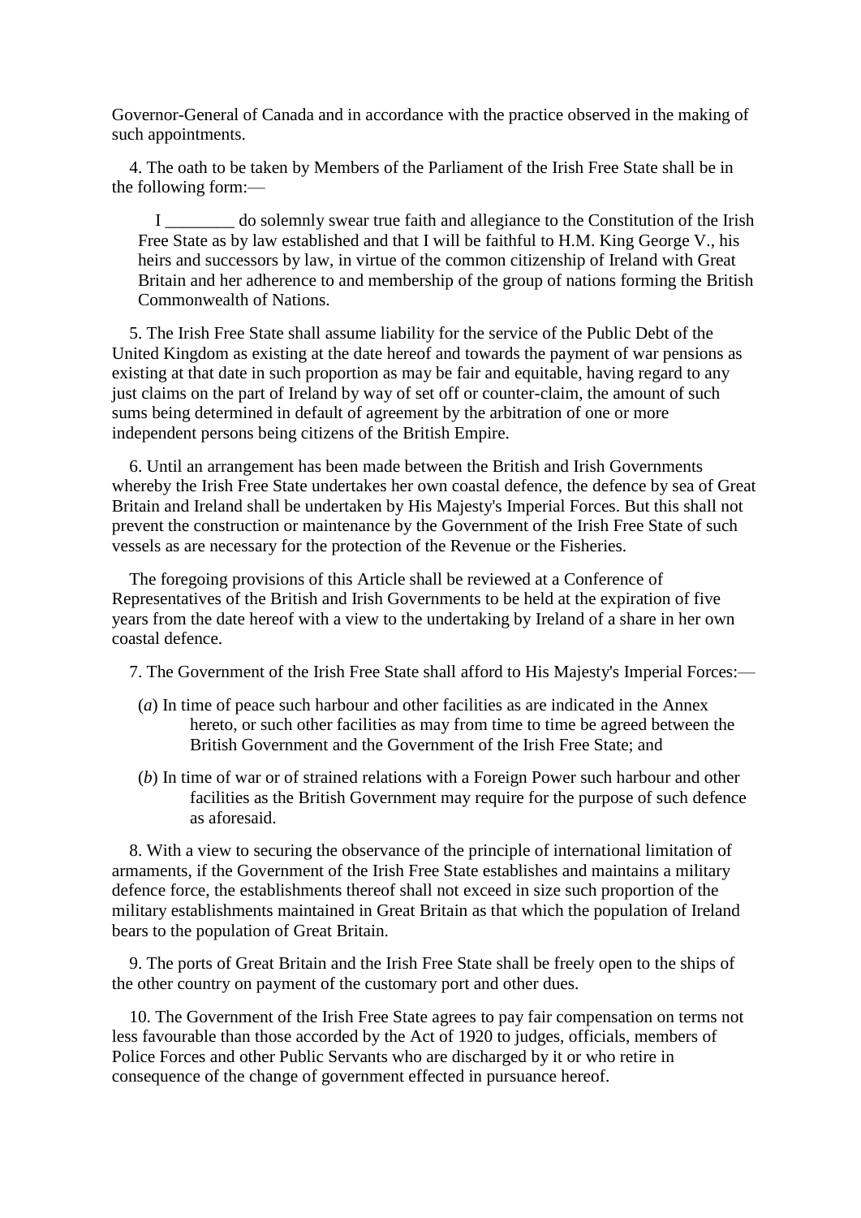Governor-General of Canada and in accordance with the practice observed in the making of such appointments.

4. The oath to be taken by Members of the Parliament of the Irish Free State shall be in the following form:—

> I ________ do solemnly swear true faith and allegiance to the Constitution of the Irish Free State as by law established and that I will be faithful to H.M. King George V., his heirs and successors by law, in virtue of the common citizenship of Ireland with Great Britain and her adherence to and membership of the group of nations forming the British Commonwealth of Nations.

5. The Irish Free State shall assume liability for the service of the Public Debt of the United Kingdom as existing at the date hereof and towards the payment of war pensions as existing at that date in such proportion as may be fair and equitable, having regard to any just claims on the part of Ireland by way of set off or counter-claim, the amount of such sums being determined in default of agreement by the arbitration of one or more independent persons being citizens of the British Empire.

6. Until an arrangement has been made between the British and Irish Governments whereby the Irish Free State undertakes her own coastal defence, the defence by sea of Great Britain and Ireland shall be undertaken by His Majesty's Imperial Forces. But this shall not prevent the construction or maintenance by the Government of the Irish Free State of such vessels as are necessary for the protection of the Revenue or the Fisheries.

The foregoing provisions of this Article shall be reviewed at a Conference of Representatives of the British and Irish Governments to be held at the expiration of five years from the date hereof with a view to the undertaking by Ireland of a share in her own coastal defence.

7. The Government of the Irish Free State shall afford to His Majesty's Imperial Forces:—

(*a*) In time of peace such harbour and other facilities as are indicated in the Annex hereto, or such other facilities as may from time to time be agreed between the British Government and the Government of the Irish Free State; and

(*b*) In time of war or of strained relations with a Foreign Power such harbour and other facilities as the British Government may require for the purpose of such defence as aforesaid.

8. With a view to securing the observance of the principle of international limitation of armaments, if the Government of the Irish Free State establishes and maintains a military defence force, the establishments thereof shall not exceed in size such proportion of the military establishments maintained in Great Britain as that which the population of Ireland bears to the population of Great Britain.

9. The ports of Great Britain and the Irish Free State shall be freely open to the ships of the other country on payment of the customary port and other dues.

10. The Government of the Irish Free State agrees to pay fair compensation on terms not less favourable than those accorded by the Act of 1920 to judges, officials, members of Police Forces and other Public Servants who are discharged by it or who retire in consequence of the change of government effected in pursuance hereof.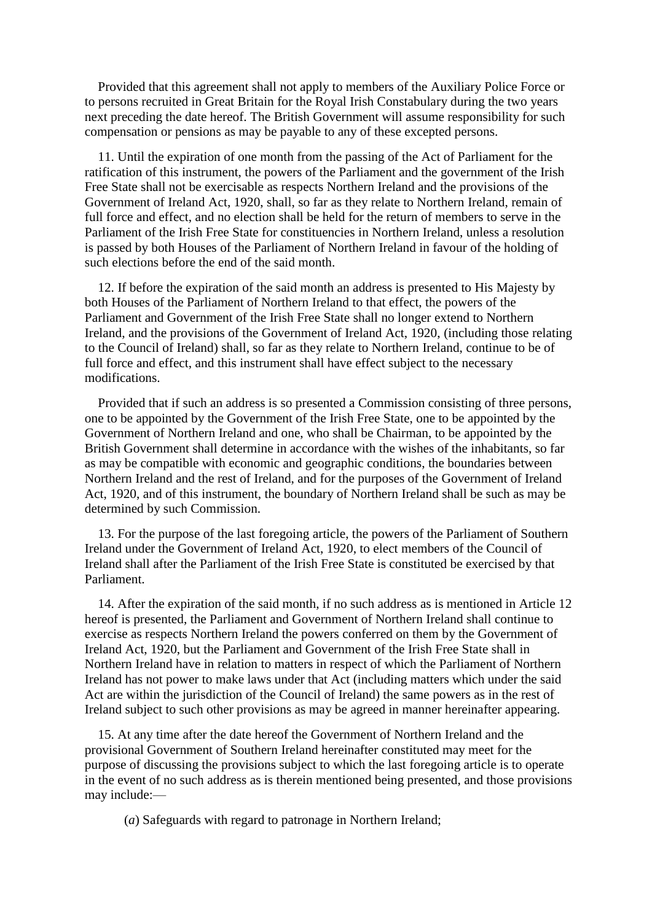Provided that this agreement shall not apply to members of the Auxiliary Police Force or to persons recruited in Great Britain for the Royal Irish Constabulary during the two years next preceding the date hereof. The British Government will assume responsibility for such compensation or pensions as may be payable to any of these excepted persons.

11. Until the expiration of one month from the passing of the Act of Parliament for the ratification of this instrument, the powers of the Parliament and the government of the Irish Free State shall not be exercisable as respects Northern Ireland and the provisions of the Government of Ireland Act, 1920, shall, so far as they relate to Northern Ireland, remain of full force and effect, and no election shall be held for the return of members to serve in the Parliament of the Irish Free State for constituencies in Northern Ireland, unless a resolution is passed by both Houses of the Parliament of Northern Ireland in favour of the holding of such elections before the end of the said month.

12. If before the expiration of the said month an address is presented to His Majesty by both Houses of the Parliament of Northern Ireland to that effect, the powers of the Parliament and Government of the Irish Free State shall no longer extend to Northern Ireland, and the provisions of the Government of Ireland Act, 1920, (including those relating to the Council of Ireland) shall, so far as they relate to Northern Ireland, continue to be of full force and effect, and this instrument shall have effect subject to the necessary modifications.

Provided that if such an address is so presented a Commission consisting of three persons, one to be appointed by the Government of the Irish Free State, one to be appointed by the Government of Northern Ireland and one, who shall be Chairman, to be appointed by the British Government shall determine in accordance with the wishes of the inhabitants, so far as may be compatible with economic and geographic conditions, the boundaries between Northern Ireland and the rest of Ireland, and for the purposes of the Government of Ireland Act, 1920, and of this instrument, the boundary of Northern Ireland shall be such as may be determined by such Commission.

13. For the purpose of the last foregoing article, the powers of the Parliament of Southern Ireland under the Government of Ireland Act, 1920, to elect members of the Council of Ireland shall after the Parliament of the Irish Free State is constituted be exercised by that Parliament.

14. After the expiration of the said month, if no such address as is mentioned in Article 12 hereof is presented, the Parliament and Government of Northern Ireland shall continue to exercise as respects Northern Ireland the powers conferred on them by the Government of Ireland Act, 1920, but the Parliament and Government of the Irish Free State shall in Northern Ireland have in relation to matters in respect of which the Parliament of Northern Ireland has not power to make laws under that Act (including matters which under the said Act are within the jurisdiction of the Council of Ireland) the same powers as in the rest of Ireland subject to such other provisions as may be agreed in manner hereinafter appearing.

15. At any time after the date hereof the Government of Northern Ireland and the provisional Government of Southern Ireland hereinafter constituted may meet for the purpose of discussing the provisions subject to which the last foregoing article is to operate in the event of no such address as is therein mentioned being presented, and those provisions may include:—

(*a*) Safeguards with regard to patronage in Northern Ireland;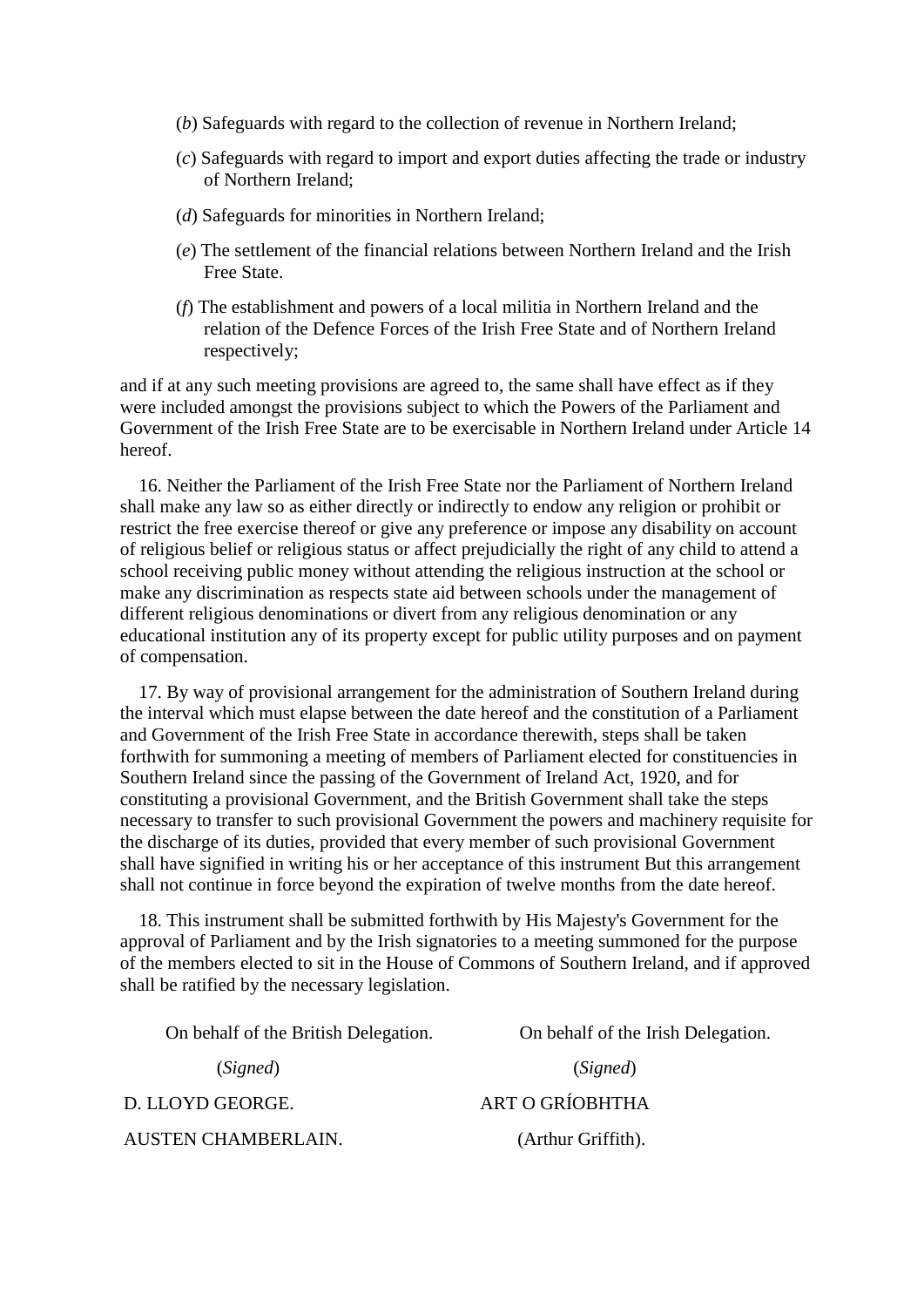(*b*) Safeguards with regard to the collection of revenue in Northern Ireland;

(*c*) Safeguards with regard to import and export duties affecting the trade or industry of Northern Ireland;

(*d*) Safeguards for minorities in Northern Ireland;

(*e*) The settlement of the financial relations between Northern Ireland and the Irish Free State.

(*f*) The establishment and powers of a local militia in Northern Ireland and the relation of the Defence Forces of the Irish Free State and of Northern Ireland respectively;

and if at any such meeting provisions are agreed to, the same shall have effect as if they were included amongst the provisions subject to which the Powers of the Parliament and Government of the Irish Free State are to be exercisable in Northern Ireland under Article 14 hereof.

16. Neither the Parliament of the Irish Free State nor the Parliament of Northern Ireland shall make any law so as either directly or indirectly to endow any religion or prohibit or restrict the free exercise thereof or give any preference or impose any disability on account of religious belief or religious status or affect prejudicially the right of any child to attend a school receiving public money without attending the religious instruction at the school or make any discrimination as respects state aid between schools under the management of different religious denominations or divert from any religious denomination or any educational institution any of its property except for public utility purposes and on payment of compensation.

17. By way of provisional arrangement for the administration of Southern Ireland during the interval which must elapse between the date hereof and the constitution of a Parliament and Government of the Irish Free State in accordance therewith, steps shall be taken forthwith for summoning a meeting of members of Parliament elected for constituencies in Southern Ireland since the passing of the Government of Ireland Act, 1920, and for constituting a provisional Government, and the British Government shall take the steps necessary to transfer to such provisional Government the powers and machinery requisite for the discharge of its duties, provided that every member of such provisional Government shall have signified in writing his or her acceptance of this instrument But this arrangement shall not continue in force beyond the expiration of twelve months from the date hereof.

18. This instrument shall be submitted forthwith by His Majesty's Government for the approval of Parliament and by the Irish signatories to a meeting summoned for the purpose of the members elected to sit in the House of Commons of Southern Ireland, and if approved shall be ratified by the necessary legislation.

On behalf of the British Delegation.

(*Signed*)

D. LLOYD GEORGE.

AUSTEN CHAMBERLAIN.

On behalf of the Irish Delegation.

(*Signed*)

ART O GRÍOBHTHA

(Arthur Griffith).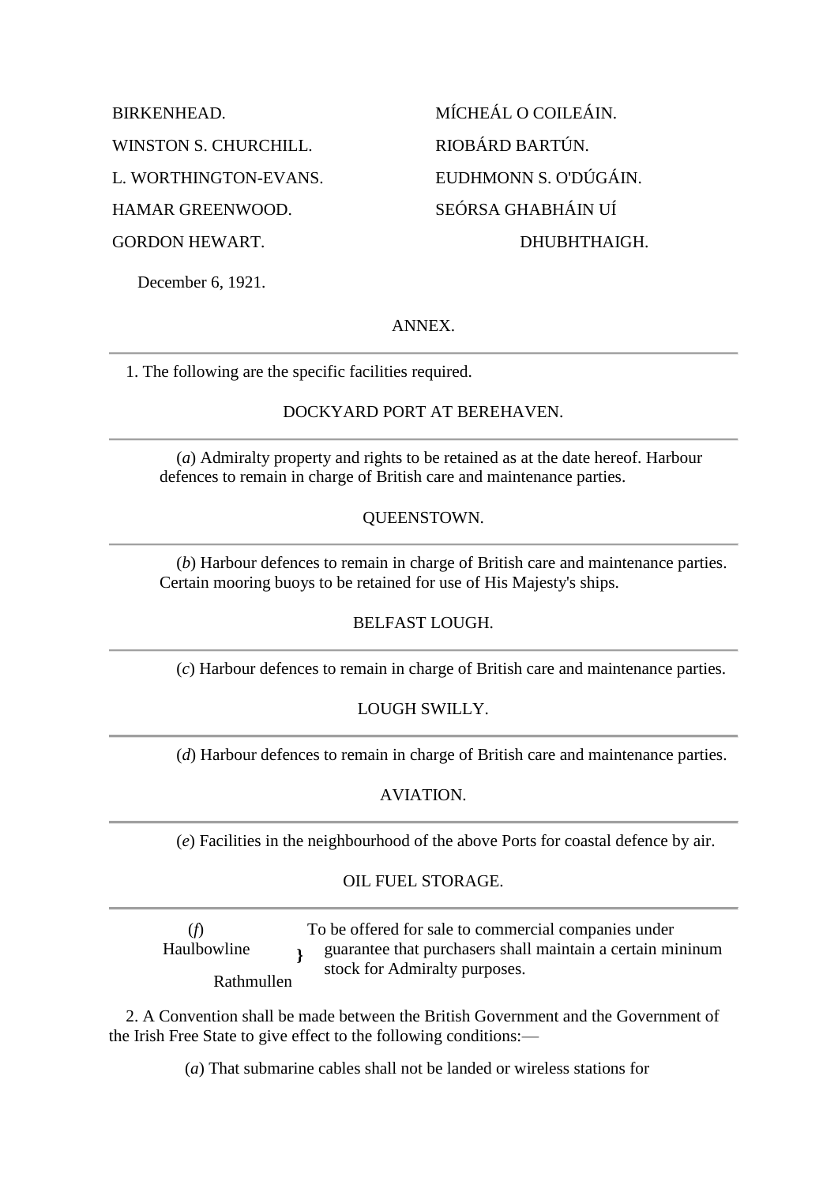| | |
|---|---|
| BIRKENHEAD. | MÍCHEÁL O COILEÁIN. |
| WINSTON S. CHURCHILL. | RIOBÁRD BARTÚN. |
| L. WORTHINGTON-EVANS. | EUDHMONN S. O'DÚGÁIN. |
| HAMAR GREENWOOD. | SEÓRSA GHABHÁIN UÍ DHUBHTHAIGH. |
| GORDON HEWART. | |

December 6, 1921.

## ANNEX.

1. The following are the specific facilities required.

### DOCKYARD PORT AT BEREHAVEN.

(*a*) Admiralty property and rights to be retained as at the date hereof. Harbour defences to remain in charge of British care and maintenance parties.

### QUEENSTOWN.

(*b*) Harbour defences to remain in charge of British care and maintenance parties. Certain mooring buoys to be retained for use of His Majesty's ships.

### BELFAST LOUGH.

(*c*) Harbour defences to remain in charge of British care and maintenance parties.

### LOUGH SWILLY.

(*d*) Harbour defences to remain in charge of British care and maintenance parties.

### AVIATION.

(*e*) Facilities in the neighbourhood of the above Ports for coastal defence by air.

### OIL FUEL STORAGE.

(*f*) Haulbowline } Rathmullen } To be offered for sale to commercial companies under guarantee that purchasers shall maintain a certain mininum stock for Admiralty purposes.

2. A Convention shall be made between the British Government and the Government of the Irish Free State to give effect to the following conditions:—

(*a*) That submarine cables shall not be landed or wireless stations for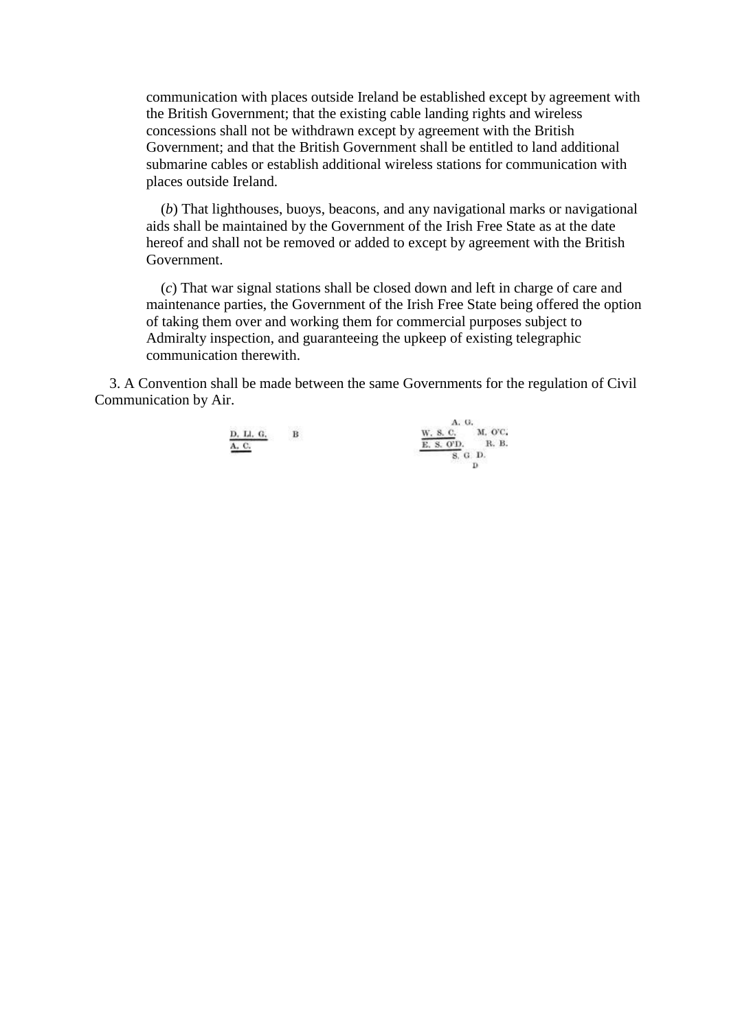communication with places outside Ireland be established except by agreement with the British Government; that the existing cable landing rights and wireless concessions shall not be withdrawn except by agreement with the British Government; and that the British Government shall be entitled to land additional submarine cables or establish additional wireless stations for communication with places outside Ireland.

(*b*) That lighthouses, buoys, beacons, and any navigational marks or navigational aids shall be maintained by the Government of the Irish Free State as at the date hereof and shall not be removed or added to except by agreement with the British Government.

(*c*) That war signal stations shall be closed down and left in charge of care and maintenance parties, the Government of the Irish Free State being offered the option of taking them over and working them for commercial purposes subject to Admiralty inspection, and guaranteeing the upkeep of existing telegraphic communication therewith.

3. A Convention shall be made between the same Governments for the regulation of Civil Communication by Air.

D. Ll. G. B
A. C.

A. G.
W. S. C. M. O'C.
E. S. O'D. R. B.
S. G D.
D